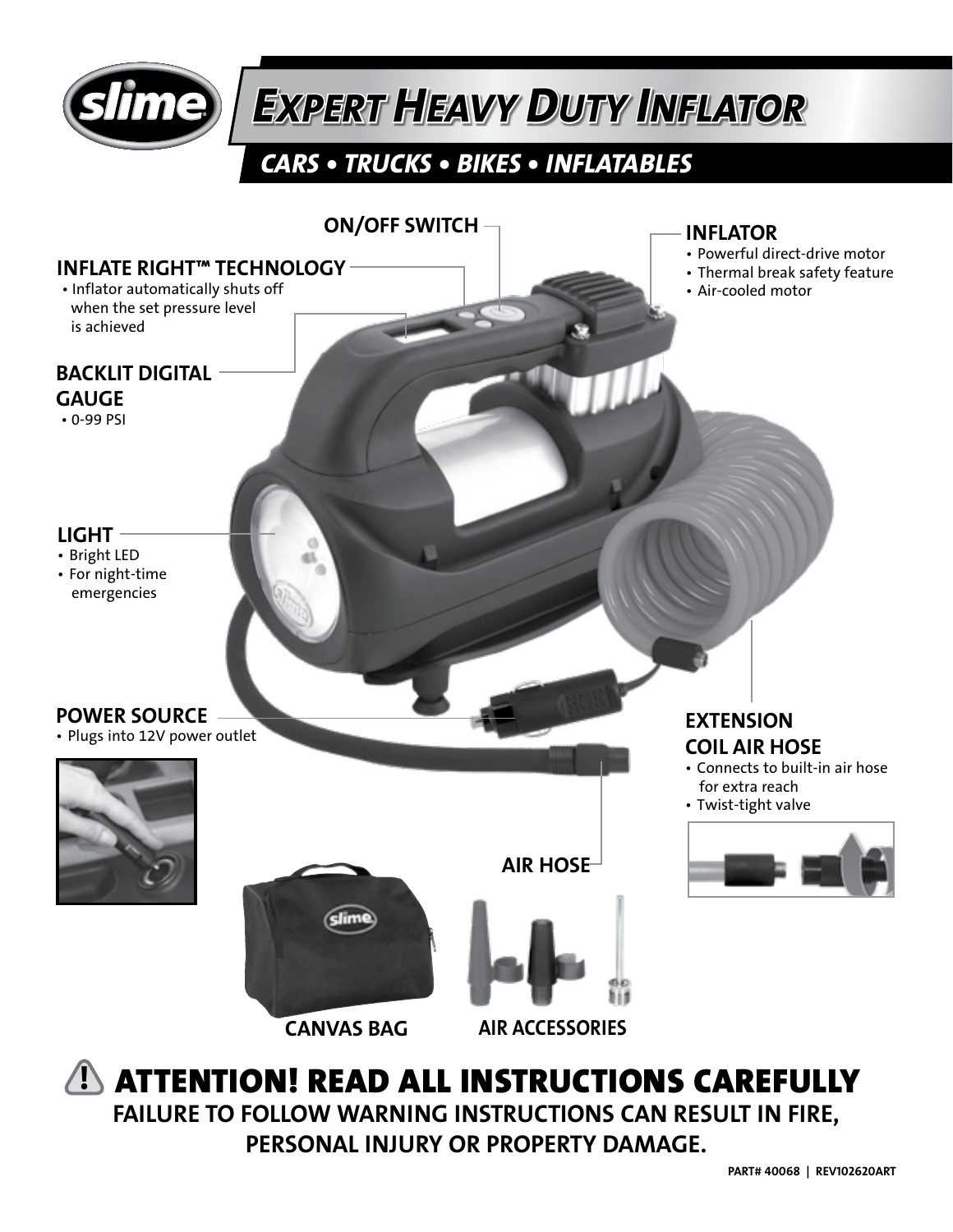# slime EXPERT HEAVY DUTY INFLATOR

## CARS • TRUCKS • BIKES • INFLATABLES

**ON/OFF SWITCH**

**INFLATE RIGHT™ TECHNOLOGY**
- Inflator automatically shuts off when the set pressure level is achieved

**BACKLIT DIGITAL GAUGE**
- 0-99 PSI

**LIGHT**
- Bright LED
- For night-time emergencies

**POWER SOURCE**
- Plugs into 12V power outlet

**INFLATOR**
- Powerful direct-drive motor
- Thermal break safety feature
- Air-cooled motor

**EXTENSION COIL AIR HOSE**
- Connects to built-in air hose for extra reach
- Twist-tight valve

**AIR HOSE**

**CANVAS BAG**

**AIR ACCESSORIES**

## ⚠ ATTENTION! READ ALL INSTRUCTIONS CAREFULLY

**FAILURE TO FOLLOW WARNING INSTRUCTIONS CAN RESULT IN FIRE, PERSONAL INJURY OR PROPERTY DAMAGE.**

PART# 40068 | REV102620ART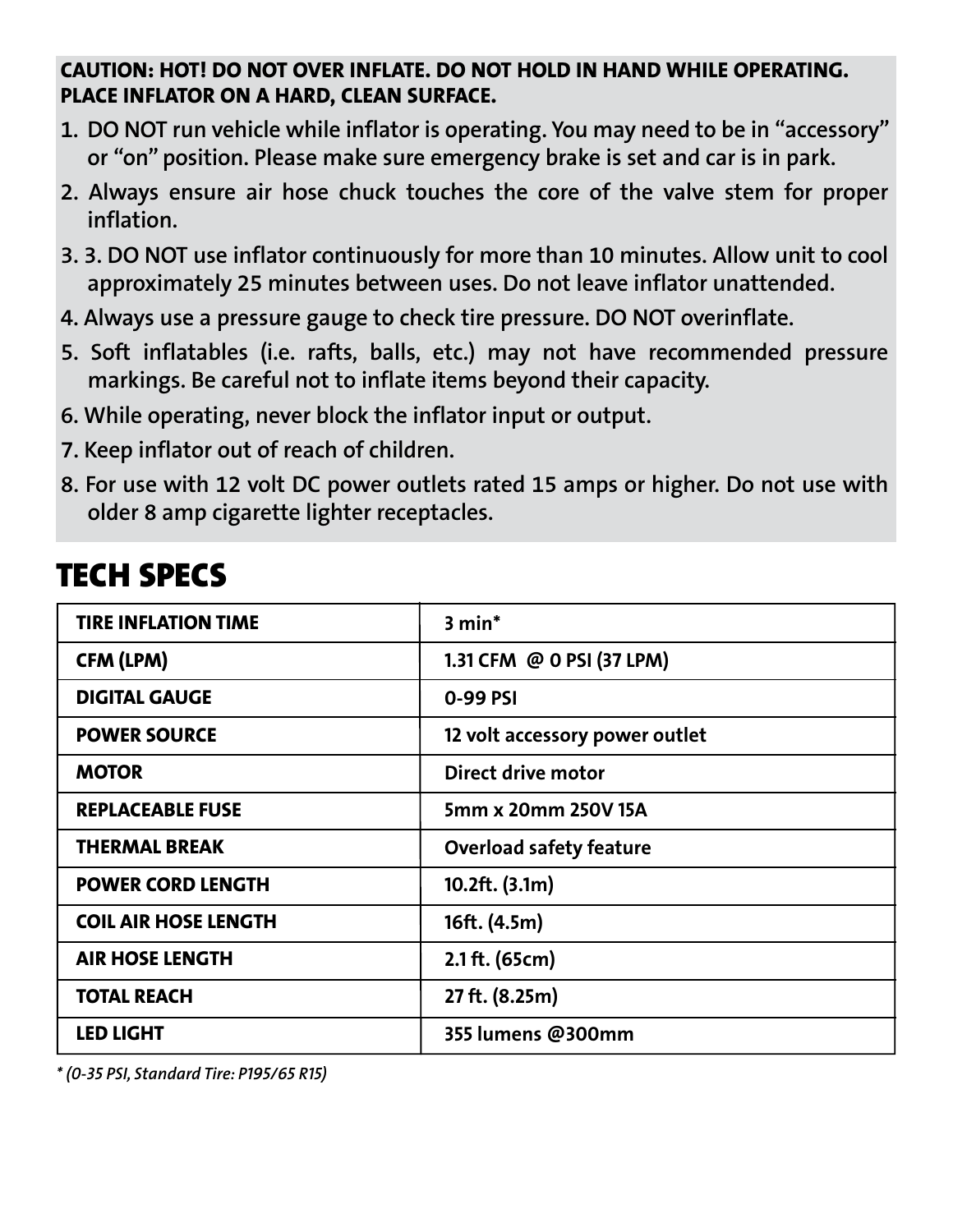**CAUTION: HOT! DO NOT OVER INFLATE. DO NOT HOLD IN HAND WHILE OPERATING. PLACE INFLATOR ON A HARD, CLEAN SURFACE.**

1. DO NOT run vehicle while inflator is operating. You may need to be in "accessory" or "on" position. Please make sure emergency brake is set and car is in park.
2. Always ensure air hose chuck touches the core of the valve stem for proper inflation.
3. 3. DO NOT use inflator continuously for more than 10 minutes. Allow unit to cool approximately 25 minutes between uses. Do not leave inflator unattended.
4. Always use a pressure gauge to check tire pressure. DO NOT overinflate.
5. Soft inflatables (i.e. rafts, balls, etc.) may not have recommended pressure markings. Be careful not to inflate items beyond their capacity.
6. While operating, never block the inflator input or output.
7. Keep inflator out of reach of children.
8. For use with 12 volt DC power outlets rated 15 amps or higher. Do not use with older 8 amp cigarette lighter receptacles.

# TECH SPECS

| | |
|---|---|
| **TIRE INFLATION TIME** | 3 min* |
| **CFM (LPM)** | 1.31 CFM @ 0 PSI (37 LPM) |
| **DIGITAL GAUGE** | 0-99 PSI |
| **POWER SOURCE** | 12 volt accessory power outlet |
| **MOTOR** | Direct drive motor |
| **REPLACEABLE FUSE** | 5mm x 20mm 250V 15A |
| **THERMAL BREAK** | Overload safety feature |
| **POWER CORD LENGTH** | 10.2ft. (3.1m) |
| **COIL AIR HOSE LENGTH** | 16ft. (4.5m) |
| **AIR HOSE LENGTH** | 2.1 ft. (65cm) |
| **TOTAL REACH** | 27 ft. (8.25m) |
| **LED LIGHT** | 355 lumens @300mm |

*\* (0-35 PSI, Standard Tire: P195/65 R15)*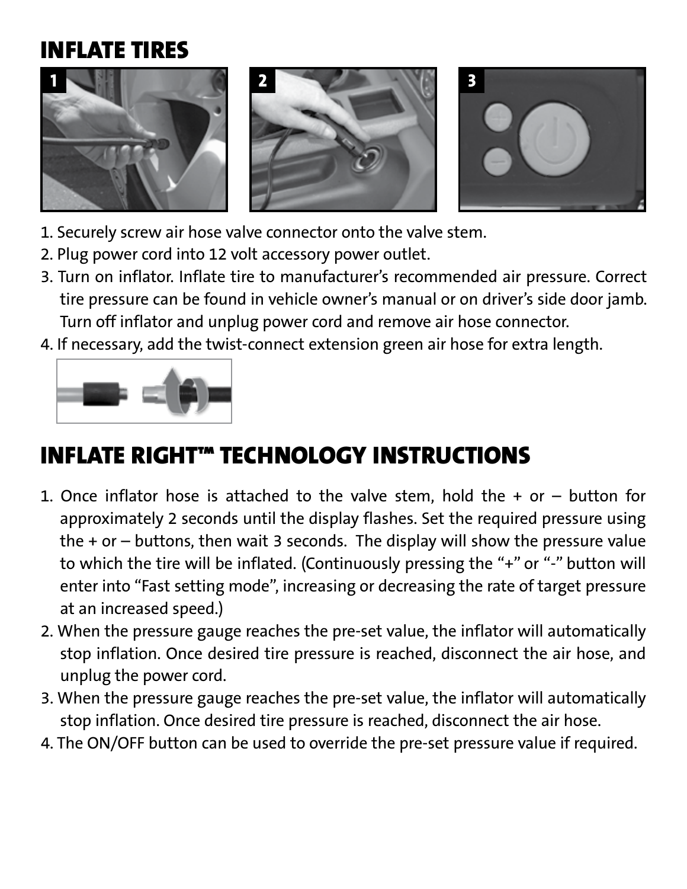## INFLATE TIRES

1. Securely screw air hose valve connector onto the valve stem.
2. Plug power cord into 12 volt accessory power outlet.
3. Turn on inflator. Inflate tire to manufacturer's recommended air pressure. Correct tire pressure can be found in vehicle owner's manual or on driver's side door jamb. Turn off inflator and unplug power cord and remove air hose connector.
4. If necessary, add the twist-connect extension green air hose for extra length.

## INFLATE RIGHT™ TECHNOLOGY INSTRUCTIONS

1. Once inflator hose is attached to the valve stem, hold the + or – button for approximately 2 seconds until the display flashes. Set the required pressure using the + or – buttons, then wait 3 seconds. The display will show the pressure value to which the tire will be inflated. (Continuously pressing the "+" or "-" button will enter into "Fast setting mode", increasing or decreasing the rate of target pressure at an increased speed.)
2. When the pressure gauge reaches the pre-set value, the inflator will automatically stop inflation. Once desired tire pressure is reached, disconnect the air hose, and unplug the power cord.
3. When the pressure gauge reaches the pre-set value, the inflator will automatically stop inflation. Once desired tire pressure is reached, disconnect the air hose.
4. The ON/OFF button can be used to override the pre-set pressure value if required.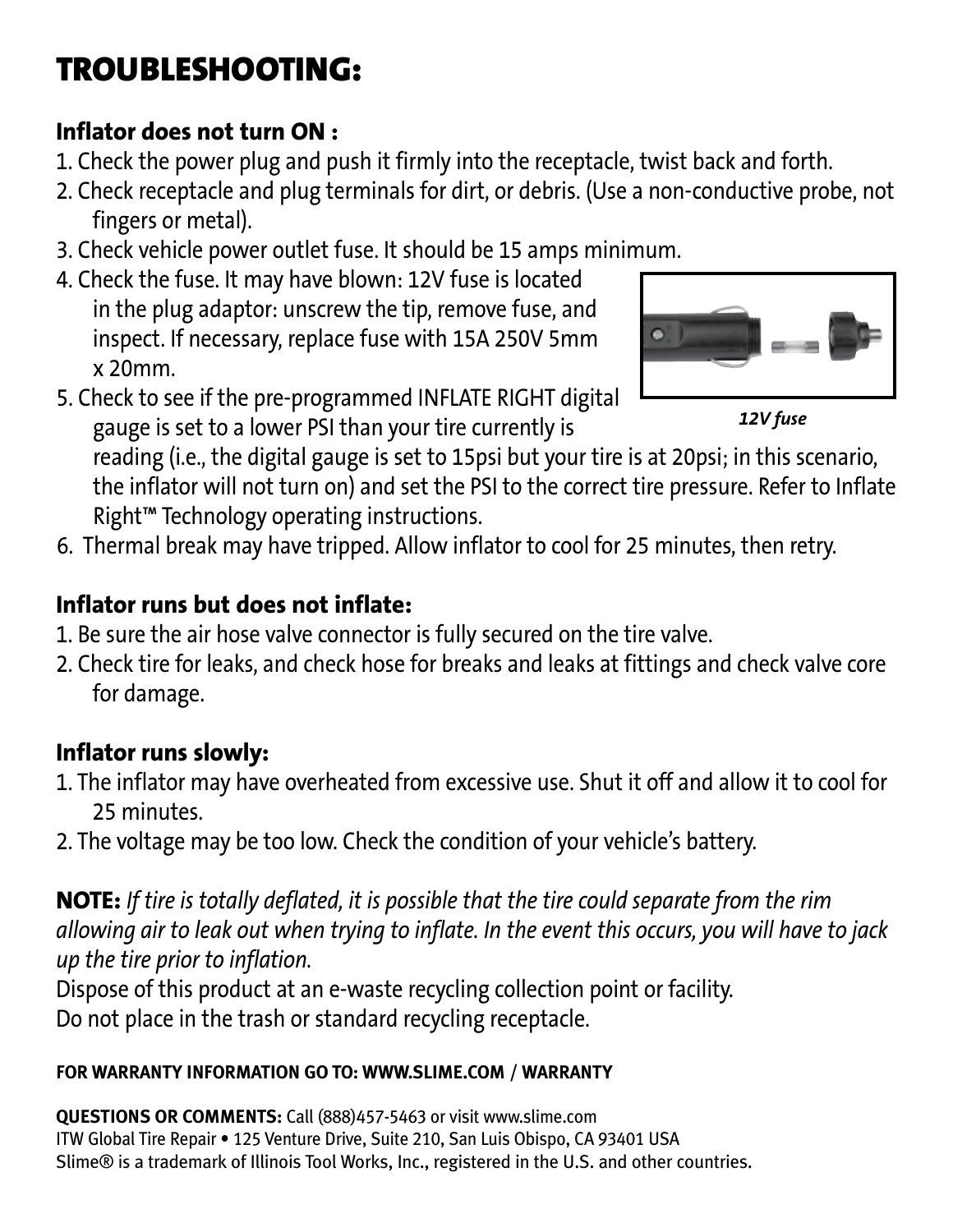# TROUBLESHOOTING:

### Inflator does not turn ON :

1. Check the power plug and push it firmly into the receptacle, twist back and forth.
2. Check receptacle and plug terminals for dirt, or debris. (Use a non-conductive probe, not fingers or metal).
3. Check vehicle power outlet fuse. It should be 15 amps minimum.
4. Check the fuse. It may have blown: 12V fuse is located in the plug adaptor: unscrew the tip, remove fuse, and inspect. If necessary, replace fuse with 15A 250V 5mm x 20mm.
5. Check to see if the pre-programmed INFLATE RIGHT digital gauge is set to a lower PSI than your tire currently is reading (i.e., the digital gauge is set to 15psi but your tire is at 20psi; in this scenario, the inflator will not turn on) and set the PSI to the correct tire pressure. Refer to Inflate Right™ Technology operating instructions.
6. Thermal break may have tripped. Allow inflator to cool for 25 minutes, then retry.

*12V fuse*

### Inflator runs but does not inflate:

1. Be sure the air hose valve connector is fully secured on the tire valve.
2. Check tire for leaks, and check hose for breaks and leaks at fittings and check valve core for damage.

### Inflator runs slowly:

1. The inflator may have overheated from excessive use. Shut it off and allow it to cool for 25 minutes.
2. The voltage may be too low. Check the condition of your vehicle's battery.

**NOTE:** *If tire is totally deflated, it is possible that the tire could separate from the rim allowing air to leak out when trying to inflate. In the event this occurs, you will have to jack up the tire prior to inflation.*

Dispose of this product at an e-waste recycling collection point or facility.
Do not place in the trash or standard recycling receptacle.

**FOR WARRANTY INFORMATION GO TO: WWW.SLIME.COM / WARRANTY**

**QUESTIONS OR COMMENTS:** Call (888)457-5463 or visit www.slime.com
ITW Global Tire Repair • 125 Venture Drive, Suite 210, San Luis Obispo, CA 93401 USA
Slime® is a trademark of Illinois Tool Works, Inc., registered in the U.S. and other countries.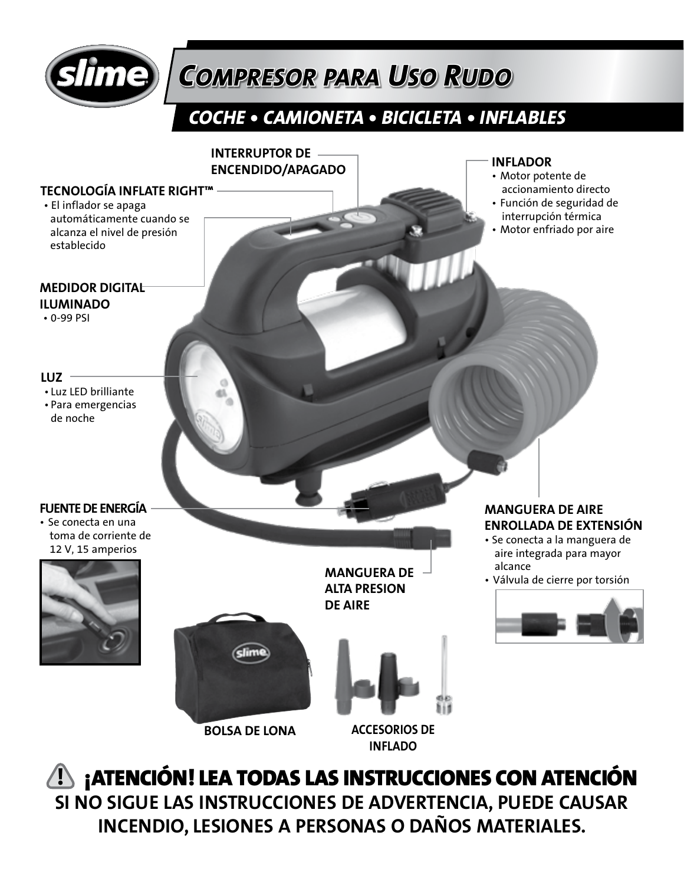# Compresor para Uso Rudo

## COCHE • CAMIONETA • BICICLETA • INFLABLES

**INTERRUPTOR DE ENCENDIDO/APAGADO**

**TECNOLOGÍA INFLATE RIGHT™**
- El inflador se apaga automáticamente cuando se alcanza el nivel de presión establecido

**INFLADOR**
- Motor potente de accionamiento directo
- Función de seguridad de interrupción térmica
- Motor enfriado por aire

**MEDIDOR DIGITAL ILUMINADO**
- 0-99 PSI

**LUZ**
- Luz LED brillante
- Para emergencias de noche

**FUENTE DE ENERGÍA**
- Se conecta en una toma de corriente de 12 V, 15 amperios

**MANGUERA DE AIRE ENROLLADA DE EXTENSIÓN**
- Se conecta a la manguera de aire integrada para mayor alcance
- Válvula de cierre por torsión

**MANGUERA DE ALTA PRESION DE AIRE**

**BOLSA DE LONA**

**ACCESORIOS DE INFLADO**

## ⚠ ¡ATENCIÓN! LEA TODAS LAS INSTRUCCIONES CON ATENCIÓN

**SI NO SIGUE LAS INSTRUCCIONES DE ADVERTENCIA, PUEDE CAUSAR INCENDIO, LESIONES A PERSONAS O DAÑOS MATERIALES.**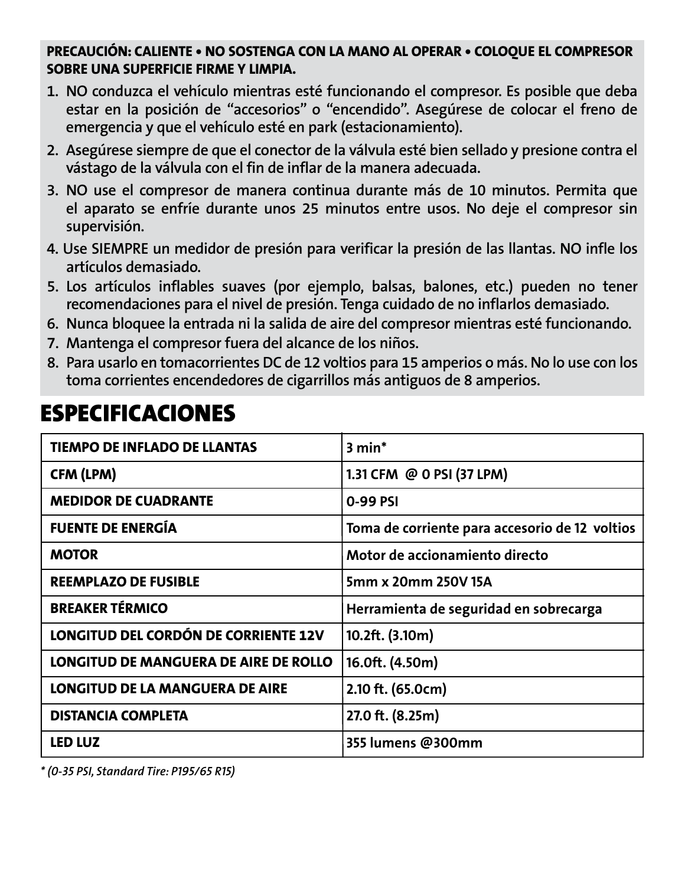**PRECAUCIÓN: CALIENTE • NO SOSTENGA CON LA MANO AL OPERAR • COLOQUE EL COMPRESOR SOBRE UNA SUPERFICIE FIRME Y LIMPIA.**

1. NO conduzca el vehículo mientras esté funcionando el compresor. Es posible que deba estar en la posición de “accesorios” o “encendido”. Asegúrese de colocar el freno de emergencia y que el vehículo esté en park (estacionamiento).
2. Asegúrese siempre de que el conector de la válvula esté bien sellado y presione contra el vástago de la válvula con el fin de inflar de la manera adecuada.
3. NO use el compresor de manera continua durante más de 10 minutos. Permita que el aparato se enfríe durante unos 25 minutos entre usos. No deje el compresor sin supervisión.
4. Use SIEMPRE un medidor de presión para verificar la presión de las llantas. NO infle los artículos demasiado.
5. Los artículos inflables suaves (por ejemplo, balsas, balones, etc.) pueden no tener recomendaciones para el nivel de presión. Tenga cuidado de no inflarlos demasiado.
6. Nunca bloquee la entrada ni la salida de aire del compresor mientras esté funcionando.
7. Mantenga el compresor fuera del alcance de los niños.
8. Para usarlo en tomacorrientes DC de 12 voltios para 15 amperios o más. No lo use con los toma corrientes encendedores de cigarrillos más antiguos de 8 amperios.

# ESPECIFICACIONES

| | |
|---|---|
| **TIEMPO DE INFLADO DE LLANTAS** | **3 min*** |
| **CFM (LPM)** | **1.31 CFM @ 0 PSI (37 LPM)** |
| **MEDIDOR DE CUADRANTE** | **0-99 PSI** |
| **FUENTE DE ENERGÍA** | **Toma de corriente para accesorio de 12 voltios** |
| **MOTOR** | **Motor de accionamiento directo** |
| **REEMPLAZO DE FUSIBLE** | **5mm x 20mm 250V 15A** |
| **BREAKER TÉRMICO** | **Herramienta de seguridad en sobrecarga** |
| **LONGITUD DEL CORDÓN DE CORRIENTE 12V** | **10.2ft. (3.10m)** |
| **LONGITUD DE MANGUERA DE AIRE DE ROLLO** | **16.0ft. (4.50m)** |
| **LONGITUD DE LA MANGUERA DE AIRE** | **2.10 ft. (65.0cm)** |
| **DISTANCIA COMPLETA** | **27.0 ft. (8.25m)** |
| **LED LUZ** | **355 lumens @300mm** |

*\* (0-35 PSI, Standard Tire: P195/65 R15)*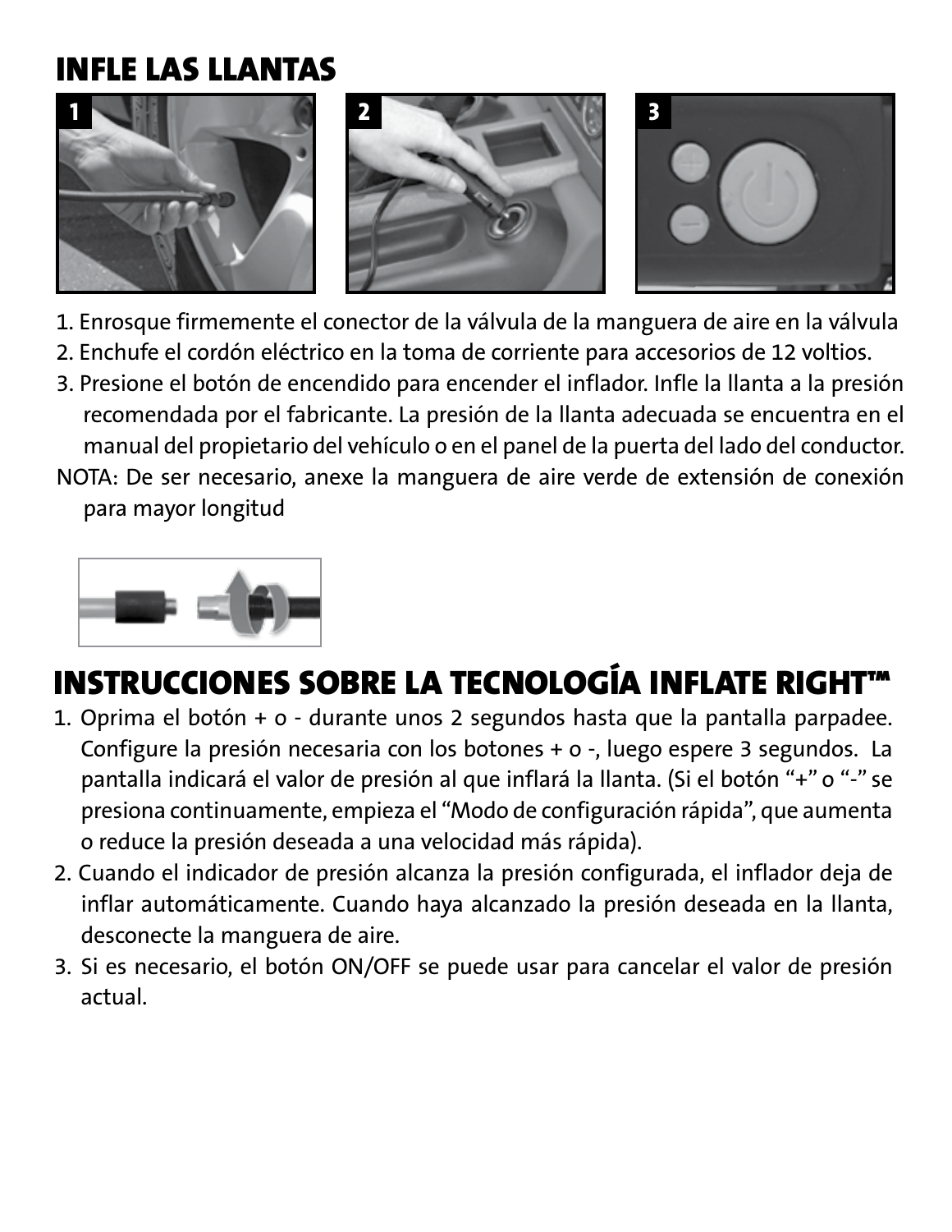# INFLE LAS LLANTAS

1. Enrosque firmemente el conector de la válvula de la manguera de aire en la válvula
2. Enchufe el cordón eléctrico en la toma de corriente para accesorios de 12 voltios.
3. Presione el botón de encendido para encender el inflador. Infle la llanta a la presión recomendada por el fabricante. La presión de la llanta adecuada se encuentra en el manual del propietario del vehículo o en el panel de la puerta del lado del conductor.

NOTA: De ser necesario, anexe la manguera de aire verde de extensión de conexión para mayor longitud

# INSTRUCCIONES SOBRE LA TECNOLOGÍA INFLATE RIGHT™

1. Oprima el botón + o - durante unos 2 segundos hasta que la pantalla parpadee. Configure la presión necesaria con los botones + o -, luego espere 3 segundos. La pantalla indicará el valor de presión al que inflará la llanta. (Si el botón "+" o "-" se presiona continuamente, empieza el "Modo de configuración rápida", que aumenta o reduce la presión deseada a una velocidad más rápida).
2. Cuando el indicador de presión alcanza la presión configurada, el inflador deja de inflar automáticamente. Cuando haya alcanzado la presión deseada en la llanta, desconecte la manguera de aire.
3. Si es necesario, el botón ON/OFF se puede usar para cancelar el valor de presión actual.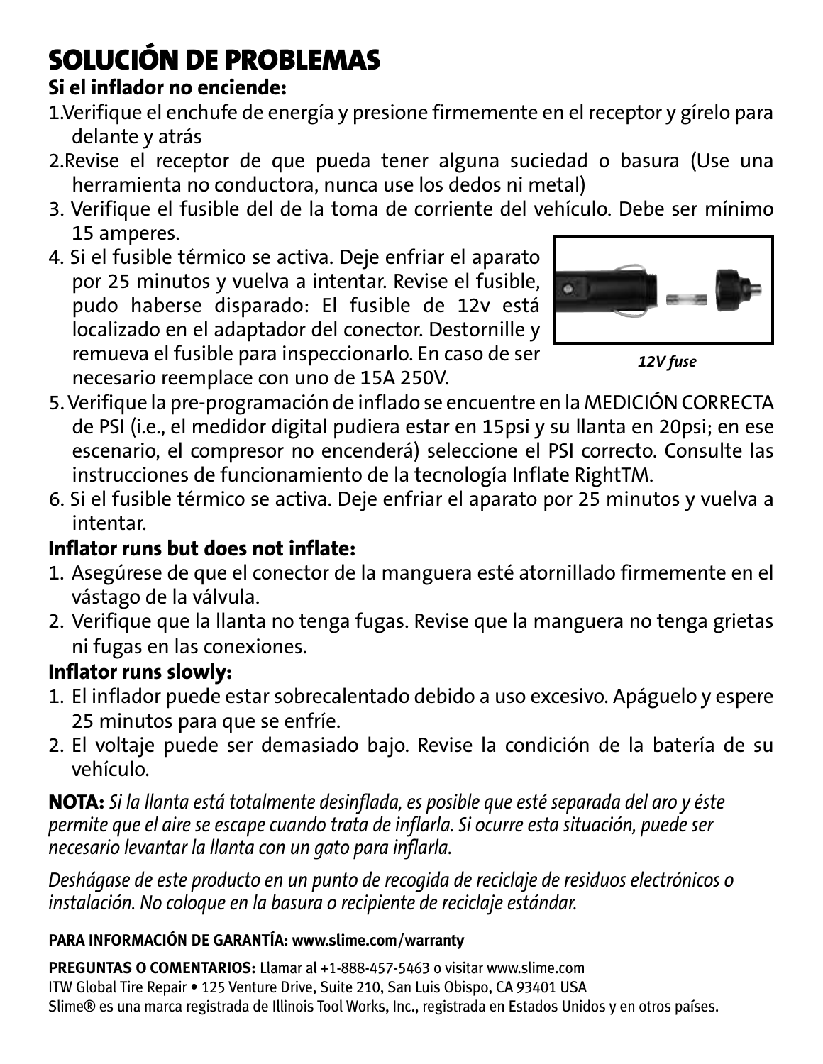# SOLUCIÓN DE PROBLEMAS

### Si el inflador no enciende:

1. Verifique el enchufe de energía y presione firmemente en el receptor y gírelo para delante y atrás
2. Revise el receptor de que pueda tener alguna suciedad o basura (Use una herramienta no conductora, nunca use los dedos ni metal)
3. Verifique el fusible del de la toma de corriente del vehículo. Debe ser mínimo 15 amperes.
4. Si el fusible térmico se activa. Deje enfriar el aparato por 25 minutos y vuelva a intentar. Revise el fusible, pudo haberse disparado: El fusible de 12v está localizado en el adaptador del conector. Destornille y remueva el fusible para inspeccionarlo. En caso de ser necesario reemplace con uno de 15A 250V.

*12V fuse*

5. Verifique la pre-programación de inflado se encuentre en la MEDICIÓN CORRECTA de PSI (i.e., el medidor digital pudiera estar en 15psi y su llanta en 20psi; en ese escenario, el compresor no encenderá) seleccione el PSI correcto. Consulte las instrucciones de funcionamiento de la tecnología Inflate RightTM.
6. Si el fusible térmico se activa. Deje enfriar el aparato por 25 minutos y vuelva a intentar.

### Inflator runs but does not inflate:

1. Asegúrese de que el conector de la manguera esté atornillado firmemente en el vástago de la válvula.
2. Verifique que la llanta no tenga fugas. Revise que la manguera no tenga grietas ni fugas en las conexiones.

### Inflator runs slowly:

1. El inflador puede estar sobrecalentado debido a uso excesivo. Apáguelo y espere 25 minutos para que se enfríe.
2. El voltaje puede ser demasiado bajo. Revise la condición de la batería de su vehículo.

**NOTA:** *Si la llanta está totalmente desinflada, es posible que esté separada del aro y éste permite que el aire se escape cuando trata de inflarla. Si ocurre esta situación, puede ser necesario levantar la llanta con un gato para inflarla.*

*Deshágase de este producto en un punto de recogida de reciclaje de residuos electrónicos o instalación. No coloque en la basura o recipiente de reciclaje estándar.*

**PARA INFORMACIÓN DE GARANTÍA: www.slime.com/warranty**

**PREGUNTAS O COMENTARIOS:** Llamar al +1-888-457-5463 o visitar www.slime.com
ITW Global Tire Repair • 125 Venture Drive, Suite 210, San Luis Obispo, CA 93401 USA
Slime® es una marca registrada de Illinois Tool Works, Inc., registrada en Estados Unidos y en otros países.